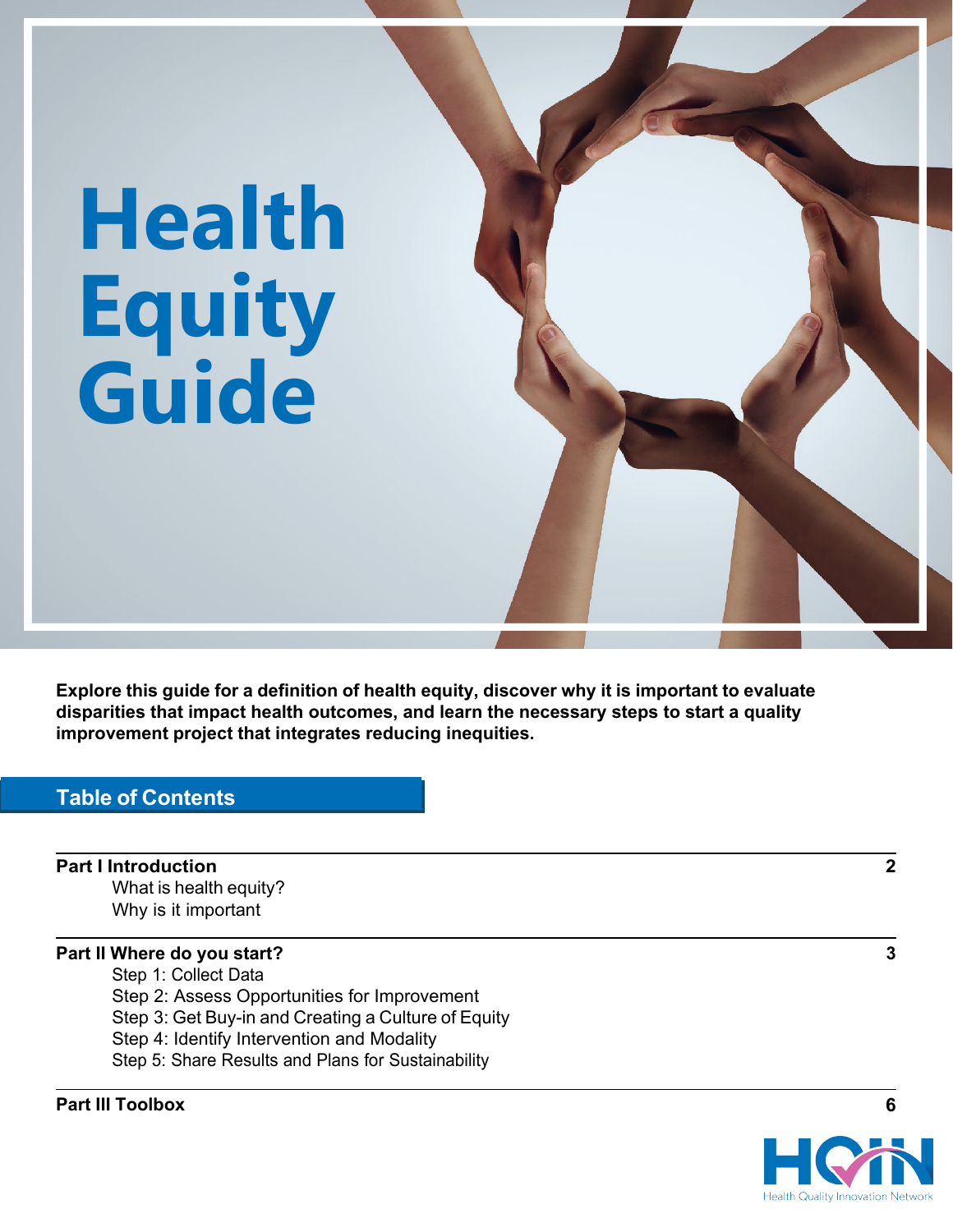# Health Equity Guide

**Explore this guide for a definition of health equity, discover why it is important to evaluate disparities that impact health outcomes, and learn the necessary steps to start a quality improvement project that integrates reducing inequities.**

## Table of Contents

| | |
|---|---|
| **Part I Introduction**<br>What is health equity?<br>Why is it important | **2** |
| **Part II Where do you start?**<br>Step 1: Collect Data<br>Step 2: Assess Opportunities for Improvement<br>Step 3: Get Buy-in and Creating a Culture of Equity<br>Step 4: Identify Intervention and Modality<br>Step 5: Share Results and Plans for Sustainability | **3** |
| **Part III Toolbox** | **6** |

HQIN
Health Quality Innovation Network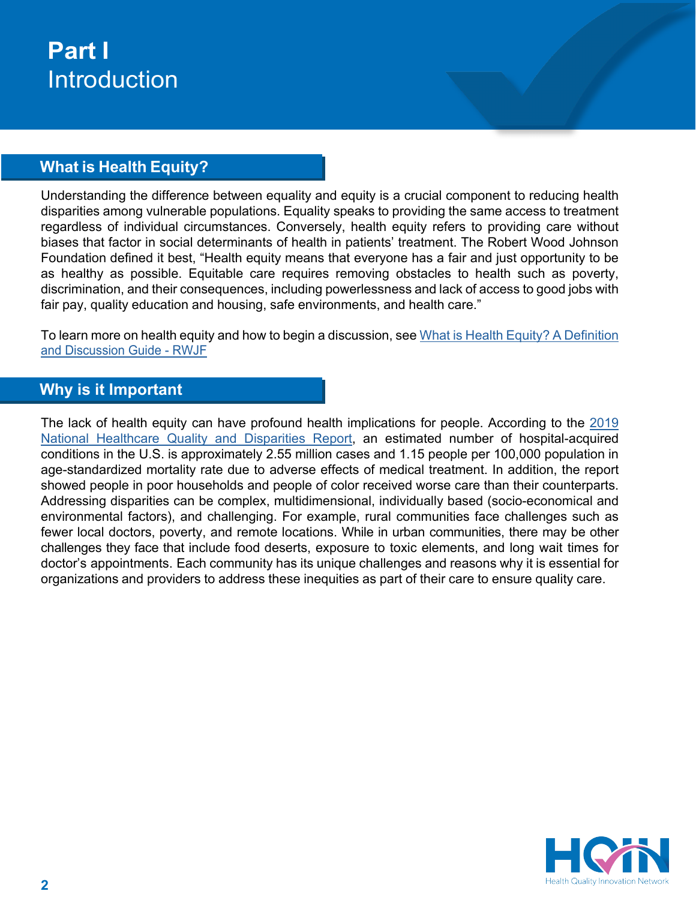# Part I
Introduction

## What is Health Equity?

Understanding the difference between equality and equity is a crucial component to reducing health disparities among vulnerable populations. Equality speaks to providing the same access to treatment regardless of individual circumstances. Conversely, health equity refers to providing care without biases that factor in social determinants of health in patients' treatment. The Robert Wood Johnson Foundation defined it best, "Health equity means that everyone has a fair and just opportunity to be as healthy as possible. Equitable care requires removing obstacles to health such as poverty, discrimination, and their consequences, including powerlessness and lack of access to good jobs with fair pay, quality education and housing, safe environments, and health care."

To learn more on health equity and how to begin a discussion, see What is Health Equity? A Definition and Discussion Guide - RWJF

## Why is it Important

The lack of health equity can have profound health implications for people. According to the 2019 National Healthcare Quality and Disparities Report, an estimated number of hospital-acquired conditions in the U.S. is approximately 2.55 million cases and 1.15 people per 100,000 population in age-standardized mortality rate due to adverse effects of medical treatment. In addition, the report showed people in poor households and people of color received worse care than their counterparts. Addressing disparities can be complex, multidimensional, individually based (socio-economical and environmental factors), and challenging. For example, rural communities face challenges such as fewer local doctors, poverty, and remote locations. While in urban communities, there may be other challenges they face that include food deserts, exposure to toxic elements, and long wait times for doctor's appointments. Each community has its unique challenges and reasons why it is essential for organizations and providers to address these inequities as part of their care to ensure quality care.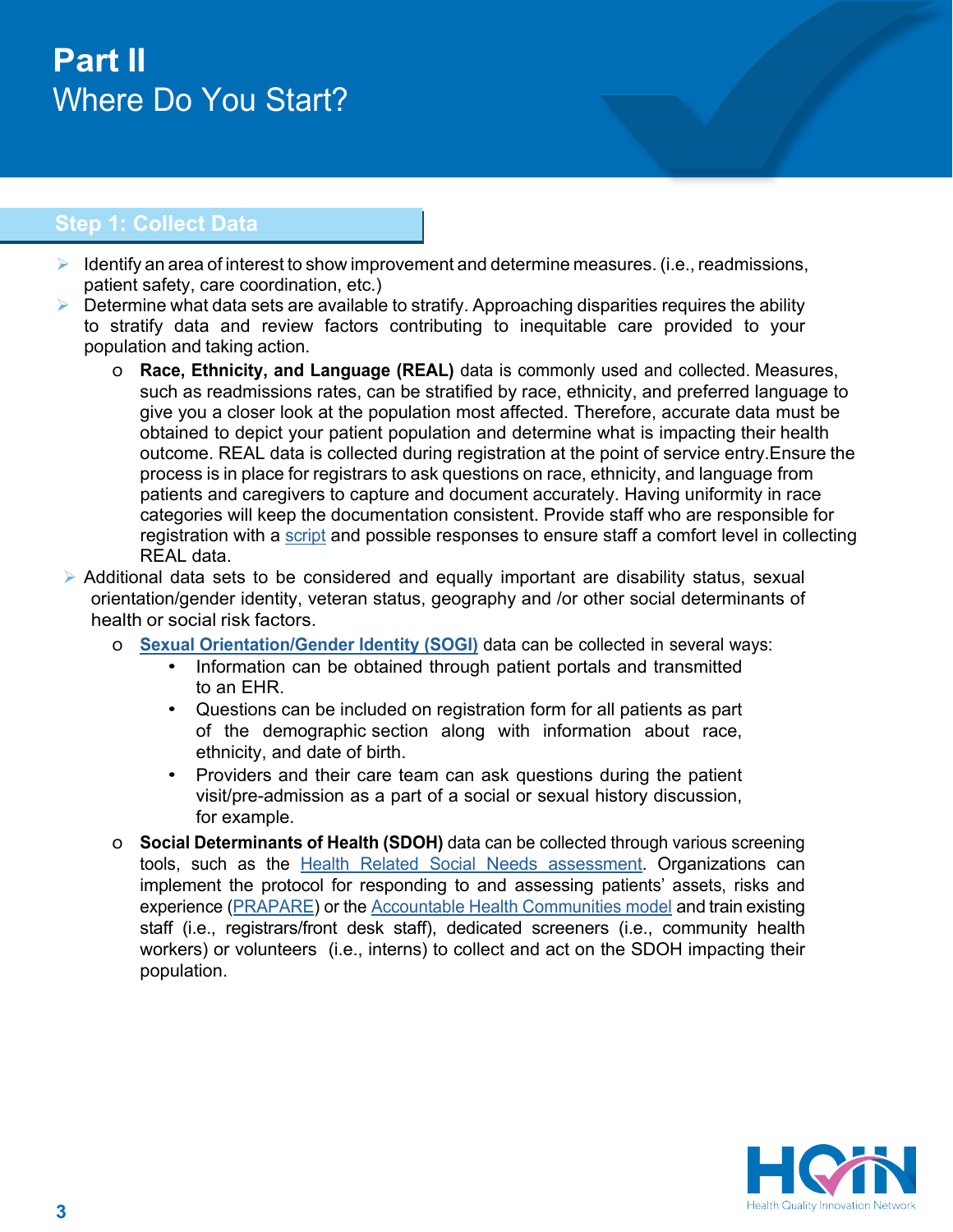# Part II
## Where Do You Start?

### Step 1: Collect Data

- Identify an area of interest to show improvement and determine measures. (i.e., readmissions, patient safety, care coordination, etc.)
- Determine what data sets are available to stratify. Approaching disparities requires the ability to stratify data and review factors contributing to inequitable care provided to your population and taking action.
  - **Race, Ethnicity, and Language (REAL)** data is commonly used and collected. Measures, such as readmissions rates, can be stratified by race, ethnicity, and preferred language to give you a closer look at the population most affected. Therefore, accurate data must be obtained to depict your patient population and determine what is impacting their health outcome. REAL data is collected during registration at the point of service entry.Ensure the process is in place for registrars to ask questions on race, ethnicity, and language from patients and caregivers to capture and document accurately. Having uniformity in race categories will keep the documentation consistent. Provide staff who are responsible for registration with a script and possible responses to ensure staff a comfort level in collecting REAL data.
- Additional data sets to be considered and equally important are disability status, sexual orientation/gender identity, veteran status, geography and /or other social determinants of health or social risk factors.
  - **Sexual Orientation/Gender Identity (SOGI)** data can be collected in several ways:
    - Information can be obtained through patient portals and transmitted to an EHR.
    - Questions can be included on registration form for all patients as part of the demographic section along with information about race, ethnicity, and date of birth.
    - Providers and their care team can ask questions during the patient visit/pre-admission as a part of a social or sexual history discussion, for example.
  - **Social Determinants of Health (SDOH)** data can be collected through various screening tools, such as the Health Related Social Needs assessment. Organizations can implement the protocol for responding to and assessing patients' assets, risks and experience (PRAPARE) or the Accountable Health Communities model and train existing staff (i.e., registrars/front desk staff), dedicated screeners (i.e., community health workers) or volunteers (i.e., interns) to collect and act on the SDOH impacting their population.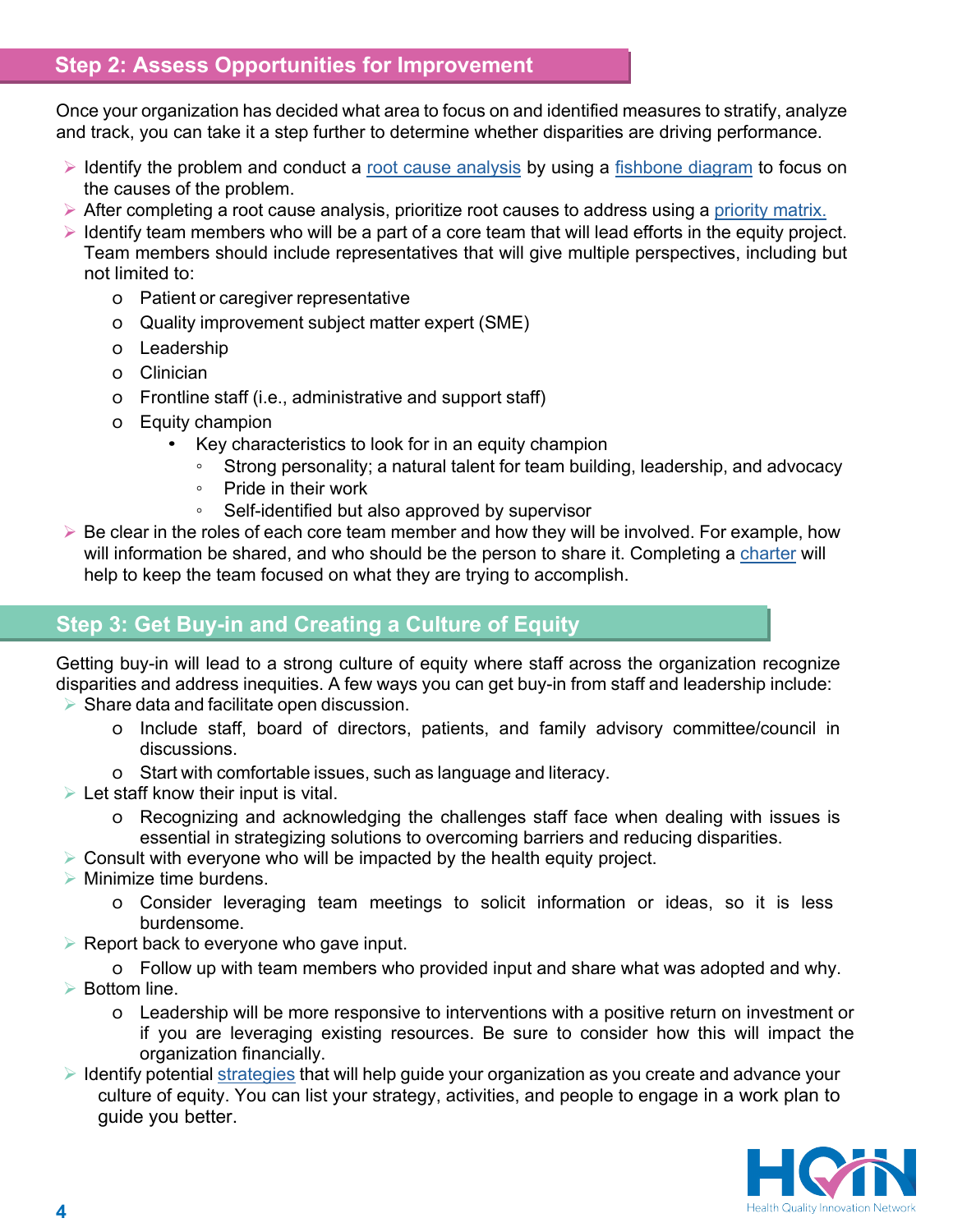## Step 2: Assess Opportunities for Improvement

Once your organization has decided what area to focus on and identified measures to stratify, analyze and track, you can take it a step further to determine whether disparities are driving performance.

- Identify the problem and conduct a root cause analysis by using a fishbone diagram to focus on the causes of the problem.
- After completing a root cause analysis, prioritize root causes to address using a priority matrix.
- Identify team members who will be a part of a core team that will lead efforts in the equity project. Team members should include representatives that will give multiple perspectives, including but not limited to:
  - Patient or caregiver representative
  - Quality improvement subject matter expert (SME)
  - Leadership
  - Clinician
  - Frontline staff (i.e., administrative and support staff)
  - Equity champion
    - Key characteristics to look for in an equity champion
      - Strong personality; a natural talent for team building, leadership, and advocacy
      - Pride in their work
      - Self-identified but also approved by supervisor
- Be clear in the roles of each core team member and how they will be involved. For example, how will information be shared, and who should be the person to share it. Completing a charter will help to keep the team focused on what they are trying to accomplish.

## Step 3: Get Buy-in and Creating a Culture of Equity

Getting buy-in will lead to a strong culture of equity where staff across the organization recognize disparities and address inequities. A few ways you can get buy-in from staff and leadership include:

- Share data and facilitate open discussion.
  - Include staff, board of directors, patients, and family advisory committee/council in discussions.
  - Start with comfortable issues, such as language and literacy.
- Let staff know their input is vital.
  - Recognizing and acknowledging the challenges staff face when dealing with issues is essential in strategizing solutions to overcoming barriers and reducing disparities.
- Consult with everyone who will be impacted by the health equity project.
- Minimize time burdens.
  - Consider leveraging team meetings to solicit information or ideas, so it is less burdensome.
- Report back to everyone who gave input.
  - Follow up with team members who provided input and share what was adopted and why.
- Bottom line.
  - Leadership will be more responsive to interventions with a positive return on investment or if you are leveraging existing resources. Be sure to consider how this will impact the organization financially.
- Identify potential strategies that will help guide your organization as you create and advance your culture of equity. You can list your strategy, activities, and people to engage in a work plan to guide you better.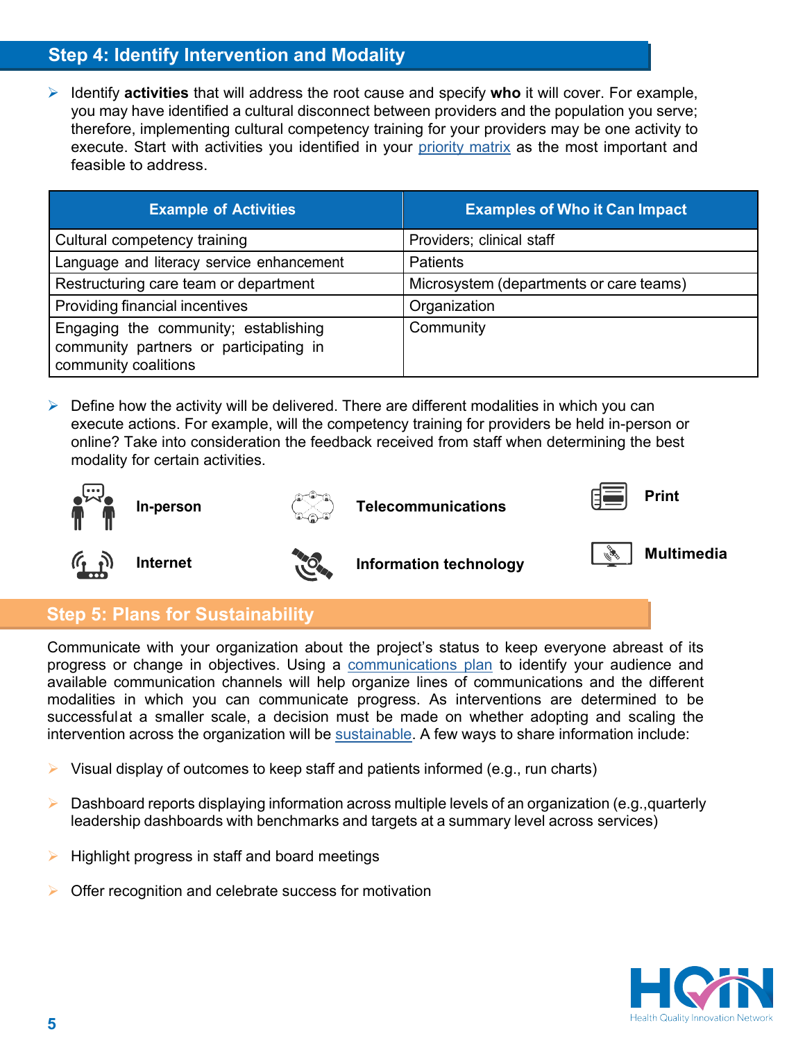## Step 4: Identify Intervention and Modality

- Identify **activities** that will address the root cause and specify **who** it will cover. For example, you may have identified a cultural disconnect between providers and the population you serve; therefore, implementing cultural competency training for your providers may be one activity to execute. Start with activities you identified in your priority matrix as the most important and feasible to address.

| Example of Activities | Examples of Who it Can Impact |
| --- | --- |
| Cultural competency training | Providers; clinical staff |
| Language and literacy service enhancement | Patients |
| Restructuring care team or department | Microsystem (departments or care teams) |
| Providing financial incentives | Organization |
| Engaging the community; establishing community partners or participating in community coalitions | Community |

- Define how the activity will be delivered. There are different modalities in which you can execute actions. For example, will the competency training for providers be held in-person or online? Take into consideration the feedback received from staff when determining the best modality for certain activities.

**In-person** **Telecommunications** **Print**

**Internet** **Information technology** **Multimedia**

## Step 5: Plans for Sustainability

Communicate with your organization about the project's status to keep everyone abreast of its progress or change in objectives. Using a communications plan to identify your audience and available communication channels will help organize lines of communications and the different modalities in which you can communicate progress. As interventions are determined to be successful at a smaller scale, a decision must be made on whether adopting and scaling the intervention across the organization will be sustainable. A few ways to share information include:

- Visual display of outcomes to keep staff and patients informed (e.g., run charts)
- Dashboard reports displaying information across multiple levels of an organization (e.g.,quarterly leadership dashboards with benchmarks and targets at a summary level across services)
- Highlight progress in staff and board meetings
- Offer recognition and celebrate success for motivation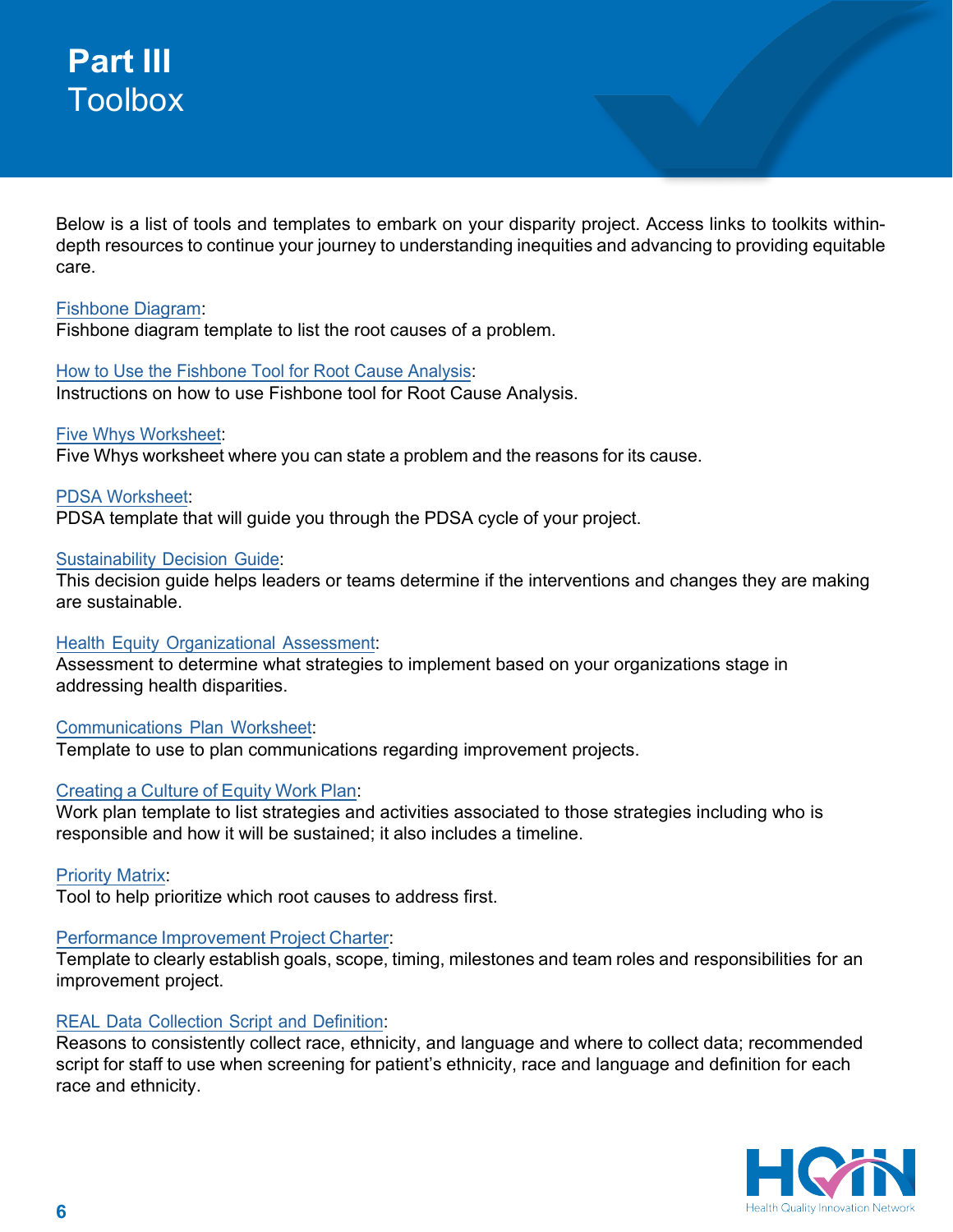# Part III
## Toolbox

Below is a list of tools and templates to embark on your disparity project. Access links to toolkits within-depth resources to continue your journey to understanding inequities and advancing to providing equitable care.

Fishbone Diagram:
Fishbone diagram template to list the root causes of a problem.

How to Use the Fishbone Tool for Root Cause Analysis:
Instructions on how to use Fishbone tool for Root Cause Analysis.

Five Whys Worksheet:
Five Whys worksheet where you can state a problem and the reasons for its cause.

PDSA Worksheet:
PDSA template that will guide you through the PDSA cycle of your project.

Sustainability Decision Guide:
This decision guide helps leaders or teams determine if the interventions and changes they are making are sustainable.

Health Equity Organizational Assessment:
Assessment to determine what strategies to implement based on your organizations stage in addressing health disparities.

Communications Plan Worksheet:
Template to use to plan communications regarding improvement projects.

Creating a Culture of Equity Work Plan:
Work plan template to list strategies and activities associated to those strategies including who is responsible and how it will be sustained; it also includes a timeline.

Priority Matrix:
Tool to help prioritize which root causes to address first.

Performance Improvement Project Charter:
Template to clearly establish goals, scope, timing, milestones and team roles and responsibilities for an improvement project.

REAL Data Collection Script and Definition:
Reasons to consistently collect race, ethnicity, and language and where to collect data; recommended script for staff to use when screening for patient's ethnicity, race and language and definition for each race and ethnicity.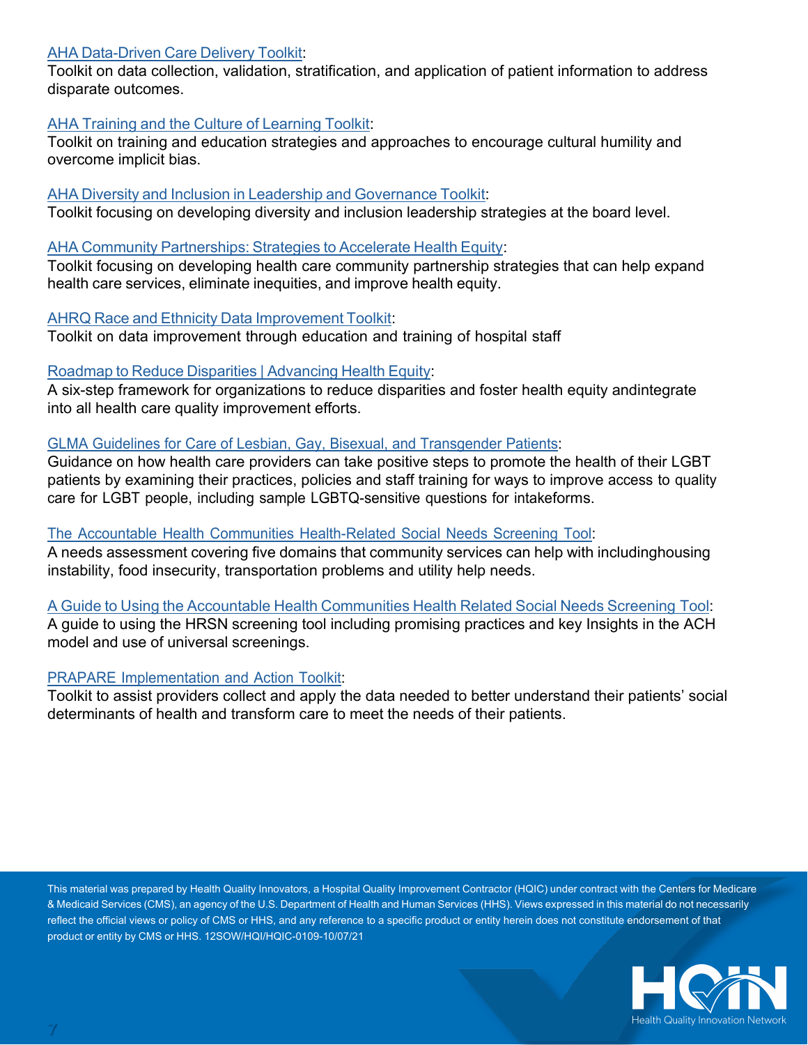AHA Data-Driven Care Delivery Toolkit:
Toolkit on data collection, validation, stratification, and application of patient information to address disparate outcomes.

AHA Training and the Culture of Learning Toolkit:
Toolkit on training and education strategies and approaches to encourage cultural humility and overcome implicit bias.

AHA Diversity and Inclusion in Leadership and Governance Toolkit:
Toolkit focusing on developing diversity and inclusion leadership strategies at the board level.

AHA Community Partnerships: Strategies to Accelerate Health Equity:
Toolkit focusing on developing health care community partnership strategies that can help expand health care services, eliminate inequities, and improve health equity.

AHRQ Race and Ethnicity Data Improvement Toolkit:
Toolkit on data improvement through education and training of hospital staff

Roadmap to Reduce Disparities | Advancing Health Equity:
A six-step framework for organizations to reduce disparities and foster health equity andintegrate into all health care quality improvement efforts.

GLMA Guidelines for Care of Lesbian, Gay, Bisexual, and Transgender Patients:
Guidance on how health care providers can take positive steps to promote the health of their LGBT patients by examining their practices, policies and staff training for ways to improve access to quality care for LGBT people, including sample LGBTQ-sensitive questions for intakeforms.

The Accountable Health Communities Health-Related Social Needs Screening Tool:
A needs assessment covering five domains that community services can help with includinghousing instability, food insecurity, transportation problems and utility help needs.

A Guide to Using the Accountable Health Communities Health Related Social Needs Screening Tool:
A guide to using the HRSN screening tool including promising practices and key Insights in the ACH model and use of universal screenings.

PRAPARE Implementation and Action Toolkit:
Toolkit to assist providers collect and apply the data needed to better understand their patients' social determinants of health and transform care to meet the needs of their patients.

This material was prepared by Health Quality Innovators, a Hospital Quality Improvement Contractor (HQIC) under contract with the Centers for Medicare & Medicaid Services (CMS), an agency of the U.S. Department of Health and Human Services (HHS). Views expressed in this material do not necessarily reflect the official views or policy of CMS or HHS, and any reference to a specific product or entity herein does not constitute endorsement of that product or entity by CMS or HHS. 12SOW/HQI/HQIC-0109-10/07/21

HQIN Health Quality Innovation Network